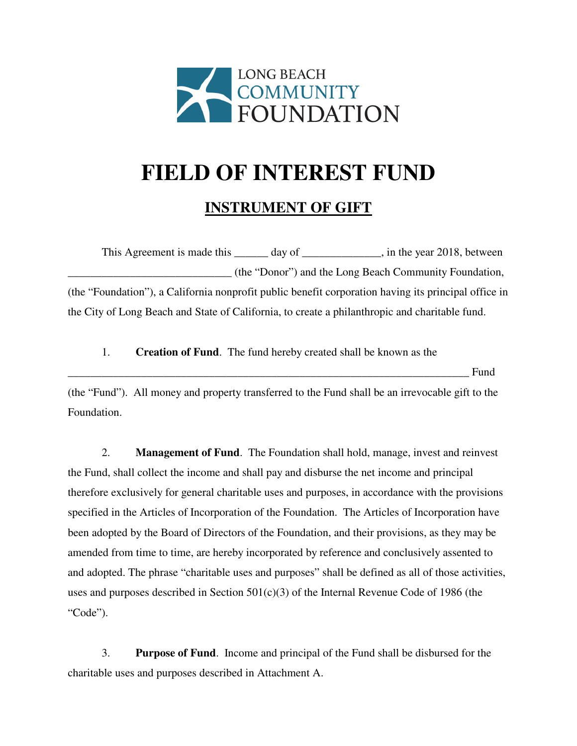LONG BEACH COMMUNITY FOUNDATION

# FIELD OF INTEREST FUND

## INSTRUMENT OF GIFT

This Agreement is made this ______ day of ______________, in the year 2018, between _____________________________ (the "Donor") and the Long Beach Community Foundation, (the "Foundation"), a California nonprofit public benefit corporation having its principal office in the City of Long Beach and State of California, to create a philanthropic and charitable fund.

1. **Creation of Fund**. The fund hereby created shall be known as the ___________________________________________________________________________ Fund (the "Fund"). All money and property transferred to the Fund shall be an irrevocable gift to the Foundation.

2. **Management of Fund**. The Foundation shall hold, manage, invest and reinvest the Fund, shall collect the income and shall pay and disburse the net income and principal therefore exclusively for general charitable uses and purposes, in accordance with the provisions specified in the Articles of Incorporation of the Foundation. The Articles of Incorporation have been adopted by the Board of Directors of the Foundation, and their provisions, as they may be amended from time to time, are hereby incorporated by reference and conclusively assented to and adopted. The phrase "charitable uses and purposes" shall be defined as all of those activities, uses and purposes described in Section 501(c)(3) of the Internal Revenue Code of 1986 (the "Code").

3. **Purpose of Fund**. Income and principal of the Fund shall be disbursed for the charitable uses and purposes described in Attachment A.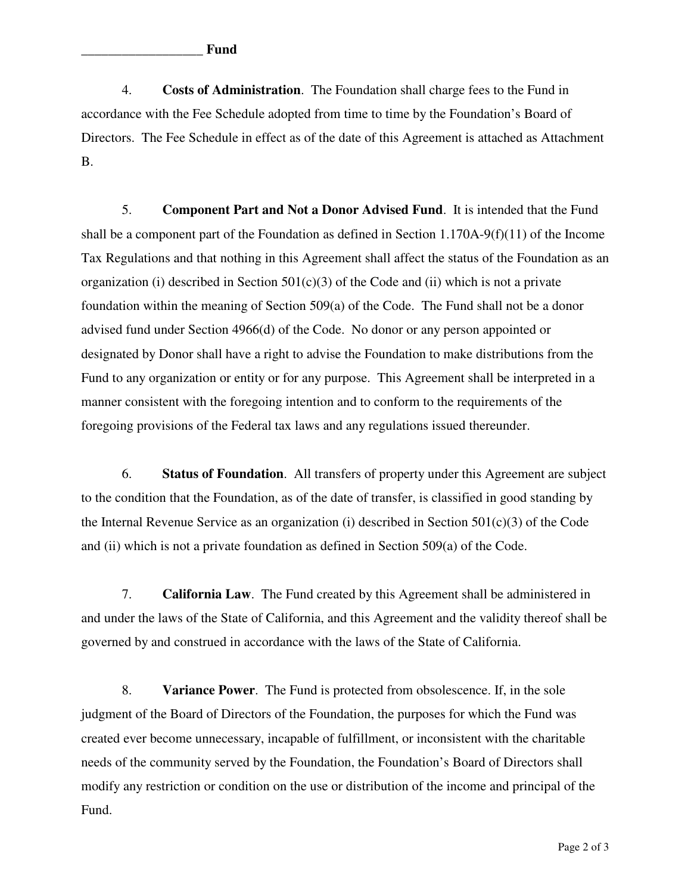__________________ **Fund**

4. **Costs of Administration**. The Foundation shall charge fees to the Fund in accordance with the Fee Schedule adopted from time to time by the Foundation's Board of Directors. The Fee Schedule in effect as of the date of this Agreement is attached as Attachment B.

5. **Component Part and Not a Donor Advised Fund**. It is intended that the Fund shall be a component part of the Foundation as defined in Section 1.170A-9(f)(11) of the Income Tax Regulations and that nothing in this Agreement shall affect the status of the Foundation as an organization (i) described in Section 501(c)(3) of the Code and (ii) which is not a private foundation within the meaning of Section 509(a) of the Code. The Fund shall not be a donor advised fund under Section 4966(d) of the Code. No donor or any person appointed or designated by Donor shall have a right to advise the Foundation to make distributions from the Fund to any organization or entity or for any purpose. This Agreement shall be interpreted in a manner consistent with the foregoing intention and to conform to the requirements of the foregoing provisions of the Federal tax laws and any regulations issued thereunder.

6. **Status of Foundation**. All transfers of property under this Agreement are subject to the condition that the Foundation, as of the date of transfer, is classified in good standing by the Internal Revenue Service as an organization (i) described in Section 501(c)(3) of the Code and (ii) which is not a private foundation as defined in Section 509(a) of the Code.

7. **California Law**. The Fund created by this Agreement shall be administered in and under the laws of the State of California, and this Agreement and the validity thereof shall be governed by and construed in accordance with the laws of the State of California.

8. **Variance Power**. The Fund is protected from obsolescence. If, in the sole judgment of the Board of Directors of the Foundation, the purposes for which the Fund was created ever become unnecessary, incapable of fulfillment, or inconsistent with the charitable needs of the community served by the Foundation, the Foundation's Board of Directors shall modify any restriction or condition on the use or distribution of the income and principal of the Fund.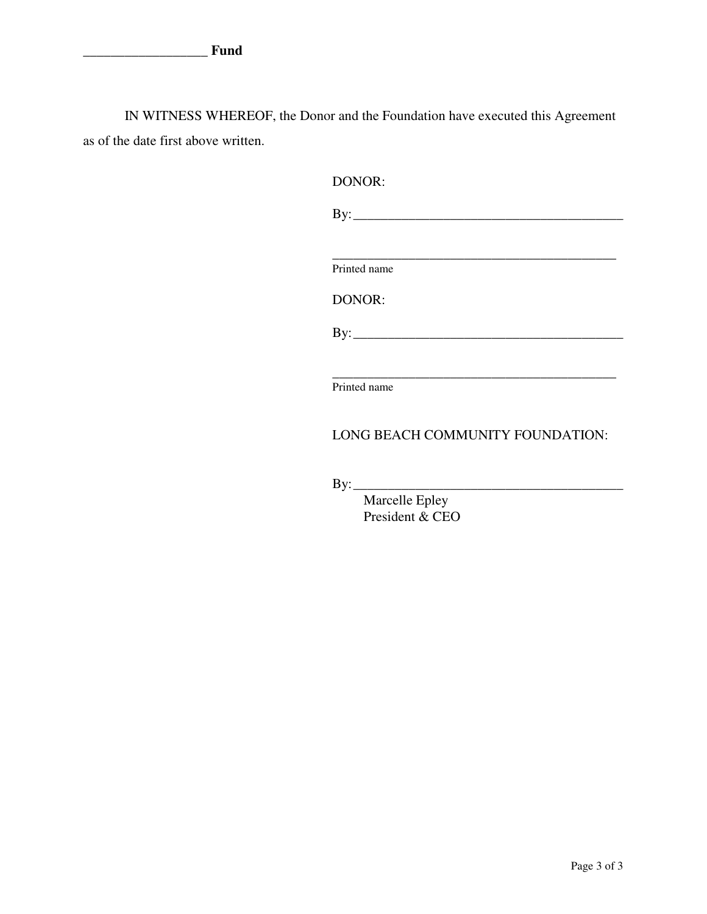__________________ **Fund**

IN WITNESS WHEREOF, the Donor and the Foundation have executed this Agreement as of the date first above written.

DONOR:

By:________________________________________

___________________________________________
Printed name

DONOR:

By:________________________________________

___________________________________________
Printed name

LONG BEACH COMMUNITY FOUNDATION:

By:________________________________________
Marcelle Epley
President & CEO